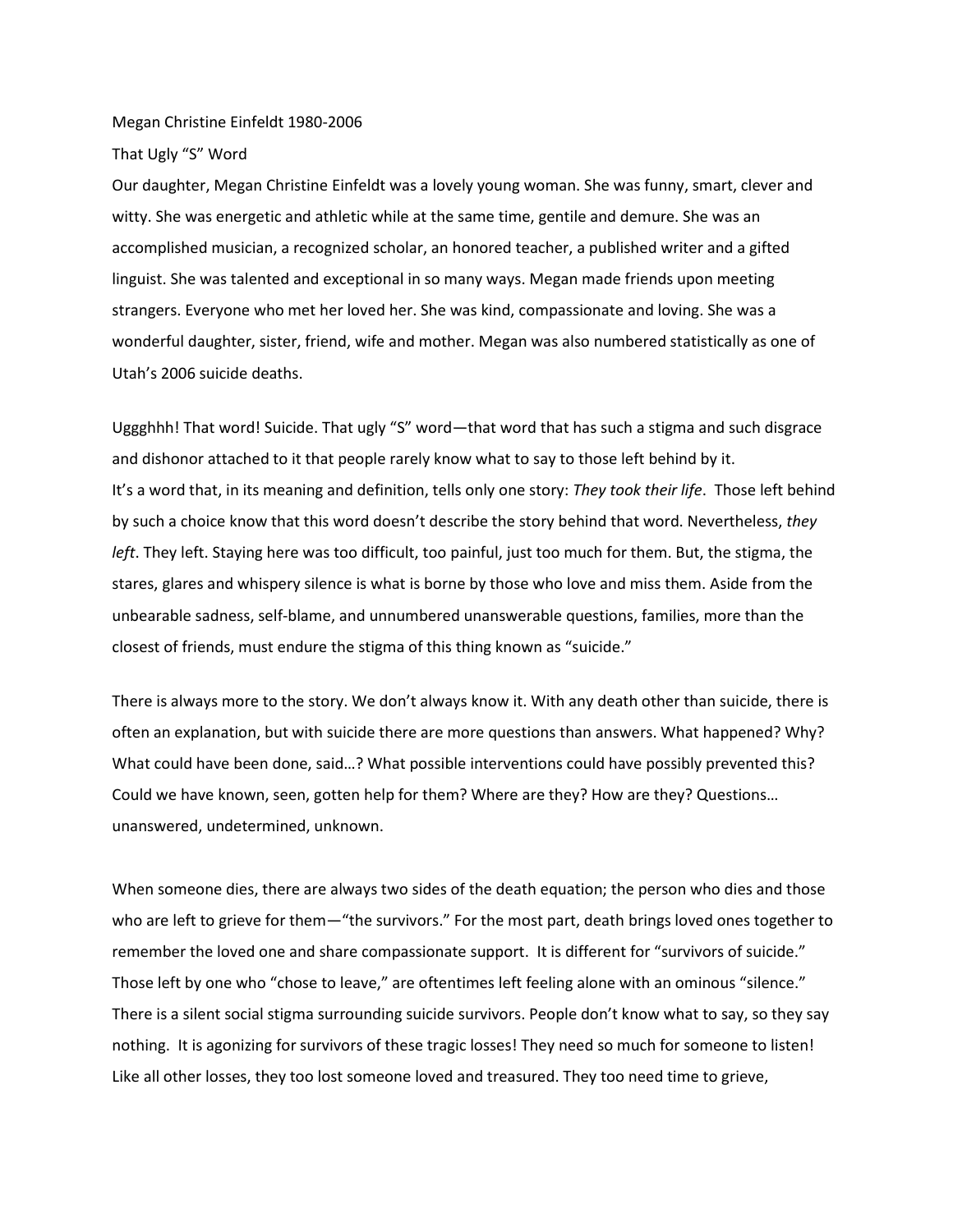Megan Christine Einfeldt 1980-2006

That Ugly "S" Word

Our daughter, Megan Christine Einfeldt was a lovely young woman. She was funny, smart, clever and witty. She was energetic and athletic while at the same time, gentile and demure. She was an accomplished musician, a recognized scholar, an honored teacher, a published writer and a gifted linguist. She was talented and exceptional in so many ways. Megan made friends upon meeting strangers. Everyone who met her loved her. She was kind, compassionate and loving. She was a wonderful daughter, sister, friend, wife and mother. Megan was also numbered statistically as one of Utah's 2006 suicide deaths.

Uggghhh! That word! Suicide. That ugly "S" word—that word that has such a stigma and such disgrace and dishonor attached to it that people rarely know what to say to those left behind by it.
It's a word that, in its meaning and definition, tells only one story: *They took their life*. Those left behind by such a choice know that this word doesn't describe the story behind that word. Nevertheless, *they left*. They left. Staying here was too difficult, too painful, just too much for them. But, the stigma, the stares, glares and whispery silence is what is borne by those who love and miss them. Aside from the unbearable sadness, self-blame, and unnumbered unanswerable questions, families, more than the closest of friends, must endure the stigma of this thing known as "suicide."

There is always more to the story. We don't always know it. With any death other than suicide, there is often an explanation, but with suicide there are more questions than answers. What happened? Why? What could have been done, said…? What possible interventions could have possibly prevented this? Could we have known, seen, gotten help for them? Where are they? How are they? Questions… unanswered, undetermined, unknown.

When someone dies, there are always two sides of the death equation; the person who dies and those who are left to grieve for them—"the survivors." For the most part, death brings loved ones together to remember the loved one and share compassionate support. It is different for "survivors of suicide." Those left by one who "chose to leave," are oftentimes left feeling alone with an ominous "silence." There is a silent social stigma surrounding suicide survivors. People don't know what to say, so they say nothing. It is agonizing for survivors of these tragic losses! They need so much for someone to listen! Like all other losses, they too lost someone loved and treasured. They too need time to grieve,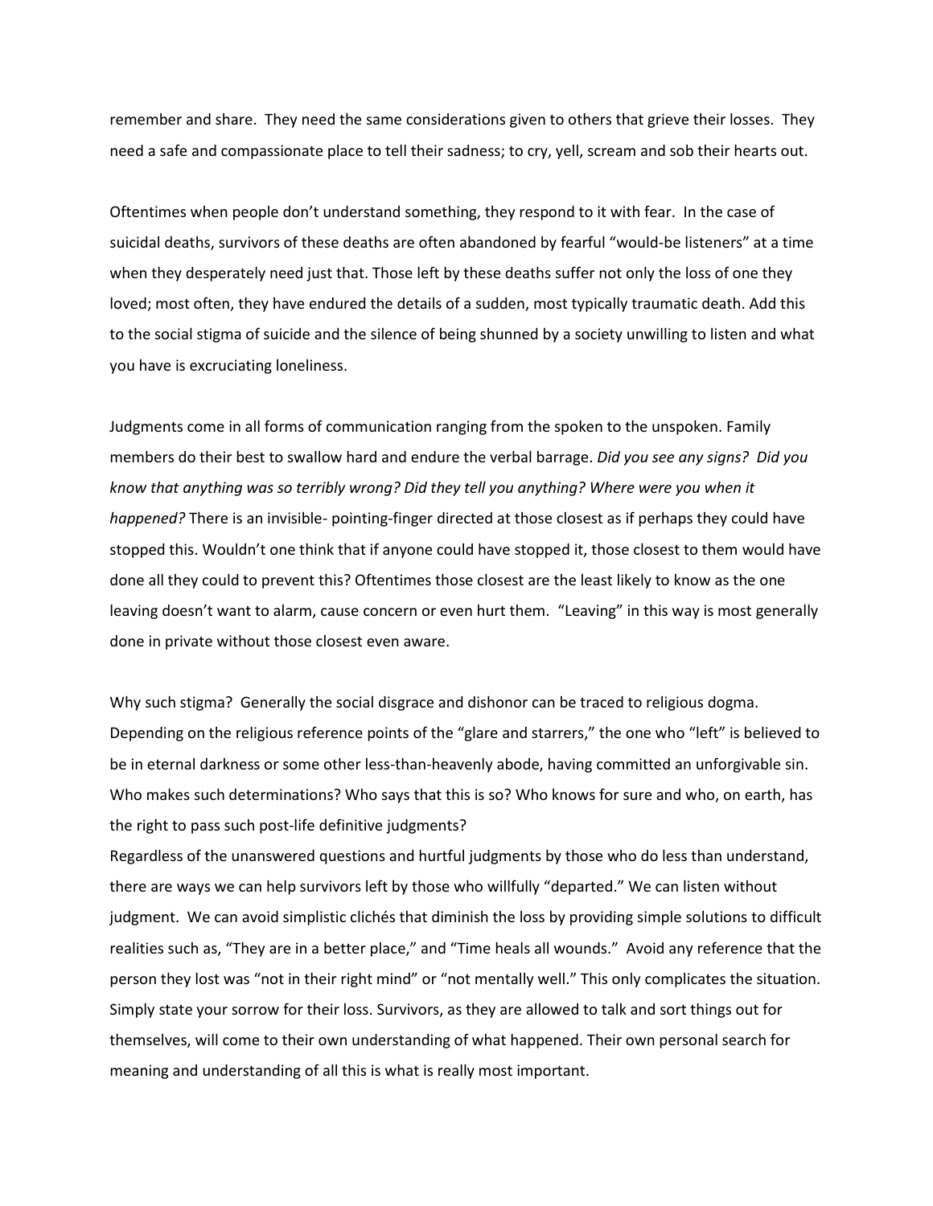remember and share. They need the same considerations given to others that grieve their losses. They need a safe and compassionate place to tell their sadness; to cry, yell, scream and sob their hearts out.

Oftentimes when people don't understand something, they respond to it with fear. In the case of suicidal deaths, survivors of these deaths are often abandoned by fearful "would-be listeners" at a time when they desperately need just that. Those left by these deaths suffer not only the loss of one they loved; most often, they have endured the details of a sudden, most typically traumatic death. Add this to the social stigma of suicide and the silence of being shunned by a society unwilling to listen and what you have is excruciating loneliness.

Judgments come in all forms of communication ranging from the spoken to the unspoken. Family members do their best to swallow hard and endure the verbal barrage. *Did you see any signs? Did you know that anything was so terribly wrong? Did they tell you anything? Where were you when it happened?* There is an invisible- pointing-finger directed at those closest as if perhaps they could have stopped this. Wouldn't one think that if anyone could have stopped it, those closest to them would have done all they could to prevent this? Oftentimes those closest are the least likely to know as the one leaving doesn't want to alarm, cause concern or even hurt them. "Leaving" in this way is most generally done in private without those closest even aware.

Why such stigma? Generally the social disgrace and dishonor can be traced to religious dogma. Depending on the religious reference points of the "glare and starrers," the one who "left" is believed to be in eternal darkness or some other less-than-heavenly abode, having committed an unforgivable sin. Who makes such determinations? Who says that this is so? Who knows for sure and who, on earth, has the right to pass such post-life definitive judgments?

Regardless of the unanswered questions and hurtful judgments by those who do less than understand, there are ways we can help survivors left by those who willfully "departed." We can listen without judgment. We can avoid simplistic clichés that diminish the loss by providing simple solutions to difficult realities such as, "They are in a better place," and "Time heals all wounds." Avoid any reference that the person they lost was "not in their right mind" or "not mentally well." This only complicates the situation. Simply state your sorrow for their loss. Survivors, as they are allowed to talk and sort things out for themselves, will come to their own understanding of what happened. Their own personal search for meaning and understanding of all this is what is really most important.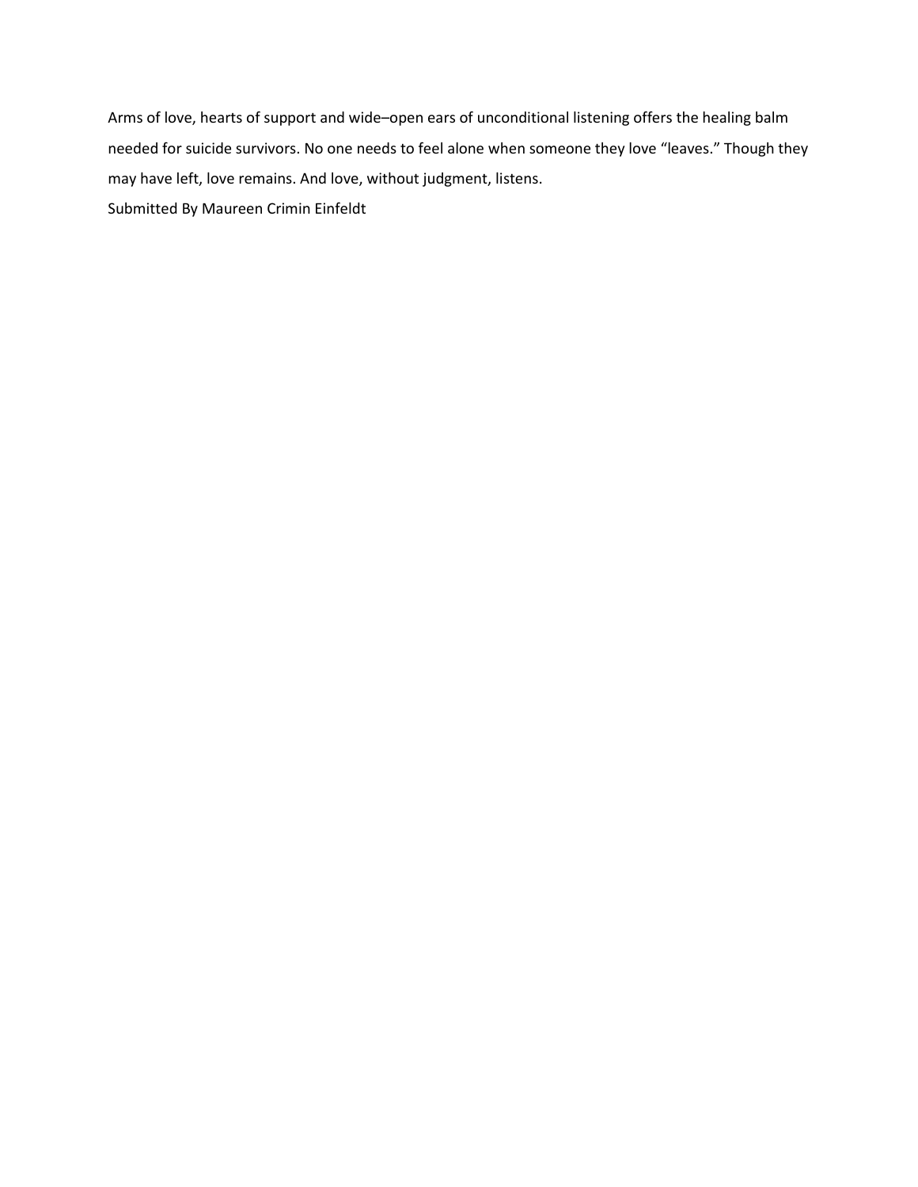Arms of love, hearts of support and wide–open ears of unconditional listening offers the healing balm needed for suicide survivors. No one needs to feel alone when someone they love "leaves." Though they may have left, love remains. And love, without judgment, listens.

Submitted By Maureen Crimin Einfeldt